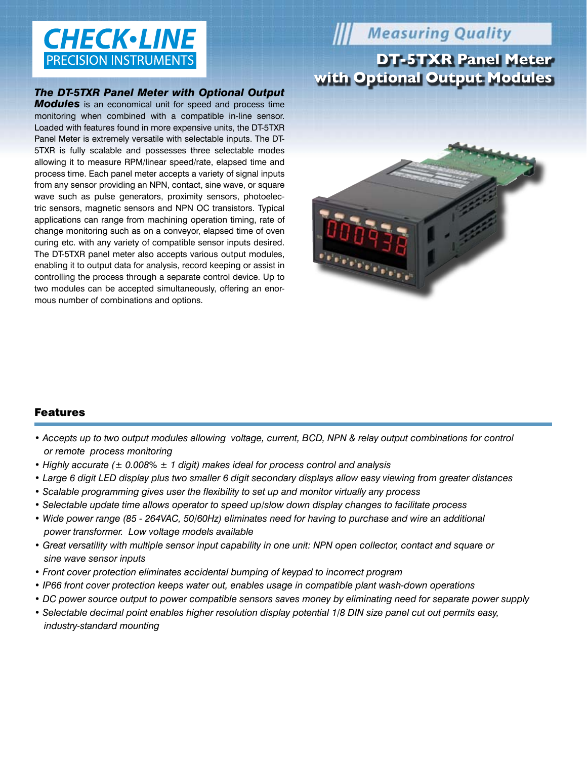CHECK•LINE
PRECISION INSTRUMENTS

Measuring Quality

# DT-5TXR Panel Meter with Optional Output Modules

***The DT-5TXR Panel Meter with Optional Output Modules*** is an economical unit for speed and process time monitoring when combined with a compatible in-line sensor. Loaded with features found in more expensive units, the DT-5TXR Panel Meter is extremely versatile with selectable inputs. The DT-5TXR is fully scalable and possesses three selectable modes allowing it to measure RPM/linear speed/rate, elapsed time and process time. Each panel meter accepts a variety of signal inputs from any sensor providing an NPN, contact, sine wave, or square wave such as pulse generators, proximity sensors, photoelectric sensors, magnetic sensors and NPN OC transistors. Typical applications can range from machining operation timing, rate of change monitoring such as on a conveyor, elapsed time of oven curing etc. with any variety of compatible sensor inputs desired. The DT-5TXR panel meter also accepts various output modules, enabling it to output data for analysis, record keeping or assist in controlling the process through a separate control device. Up to two modules can be accepted simultaneously, offering an enormous number of combinations and options.

## Features

- *Accepts up to two output modules allowing voltage, current, BCD, NPN & relay output combinations for control or remote process monitoring*
- *Highly accurate (± 0.008% ± 1 digit) makes ideal for process control and analysis*
- *Large 6 digit LED display plus two smaller 6 digit secondary displays allow easy viewing from greater distances*
- *Scalable programming gives user the flexibility to set up and monitor virtually any process*
- *Selectable update time allows operator to speed up/slow down display changes to facilitate process*
- *Wide power range (85 - 264VAC, 50/60Hz) eliminates need for having to purchase and wire an additional power transformer. Low voltage models available*
- *Great versatility with multiple sensor input capability in one unit: NPN open collector, contact and square or sine wave sensor inputs*
- *Front cover protection eliminates accidental bumping of keypad to incorrect program*
- *IP66 front cover protection keeps water out, enables usage in compatible plant wash-down operations*
- *DC power source output to power compatible sensors saves money by eliminating need for separate power supply*
- *Selectable decimal point enables higher resolution display potential 1/8 DIN size panel cut out permits easy, industry-standard mounting*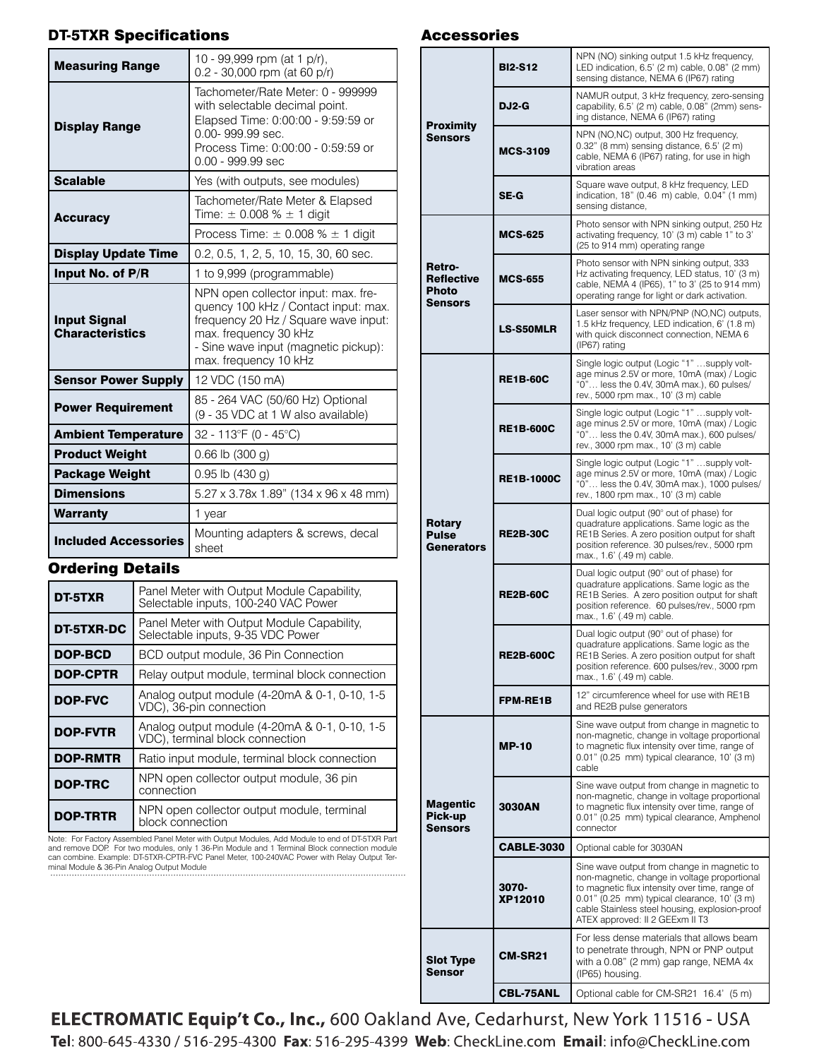## DT-5TXR Specifications

| | |
|---|---|
| **Measuring Range** | 10 - 99,999 rpm (at 1 p/r), 0.2 - 30,000 rpm (at 60 p/r) |
| **Display Range** | Tachometer/Rate Meter: 0 - 999999 with selectable decimal point. Elapsed Time: 0:00:00 - 9:59:59 or 0.00- 999.99 sec. Process Time: 0:00:00 - 0:59:59 or 0.00 - 999.99 sec |
| **Scalable** | Yes (with outputs, see modules) |
| **Accuracy** | Tachometer/Rate Meter & Elapsed Time: ± 0.008 % ± 1 digit |
| | Process Time: ± 0.008 % ± 1 digit |
| **Display Update Time** | 0.2, 0.5, 1, 2, 5, 10, 15, 30, 60 sec. |
| **Input No. of P/R** | 1 to 9,999 (programmable) |
| **Input Signal Characteristics** | NPN open collector input: max. frequency 100 kHz / Contact input: max. frequency 20 Hz / Square wave input: max. frequency 30 kHz - Sine wave input (magnetic pickup): max. frequency 10 kHz |
| **Sensor Power Supply** | 12 VDC (150 mA) |
| **Power Requirement** | 85 - 264 VAC (50/60 Hz) Optional (9 - 35 VDC at 1 W also available) |
| **Ambient Temperature** | 32 - 113°F (0 - 45°C) |
| **Product Weight** | 0.66 lb (300 g) |
| **Package Weight** | 0.95 lb (430 g) |
| **Dimensions** | 5.27 x 3.78x 1.89" (134 x 96 x 48 mm) |
| **Warranty** | 1 year |
| **Included Accessories** | Mounting adapters & screws, decal sheet |

## Ordering Details

| | |
|---|---|
| **DT-5TXR** | Panel Meter with Output Module Capability, Selectable inputs, 100-240 VAC Power |
| **DT-5TXR-DC** | Panel Meter with Output Module Capability, Selectable inputs, 9-35 VDC Power |
| **DOP-BCD** | BCD output module, 36 Pin Connection |
| **DOP-CPTR** | Relay output module, terminal block connection |
| **DOP-FVC** | Analog output module (4-20mA & 0-1, 0-10, 1-5 VDC), 36-pin connection |
| **DOP-FVTR** | Analog output module (4-20mA & 0-1, 0-10, 1-5 VDC), terminal block connection |
| **DOP-RMTR** | Ratio input module, terminal block connection |
| **DOP-TRC** | NPN open collector output module, 36 pin connection |
| **DOP-TRTR** | NPN open collector output module, terminal block connection |

Note: For Factory Assembled Panel Meter with Output Modules, Add Module to end of DT-5TXR Part and remove DOP. For two modules, only 1 36-Pin Module and 1 Terminal Block connection module can combine. Example: DT-5TXR-CPTR-FVC Panel Meter, 100-240VAC Power with Relay Output Terminal Module & 36-Pin Analog Output Module

## Accessories

| | | |
|---|---|---|
| **Proximity Sensors** | **BI2-S12** | NPN (NO) sinking output 1.5 kHz frequency, LED indication, 6.5' (2 m) cable, 0.08" (2 mm) sensing distance, NEMA 6 (IP67) rating |
| | **DJ2-G** | NAMUR output, 3 kHz frequency, zero-sensing capability, 6.5' (2 m) cable, 0.08" (2mm) sensing distance, NEMA 6 (IP67) rating |
| | **MCS-3109** | NPN (NO,NC) output, 300 Hz frequency, 0.32" (8 mm) sensing distance, 6.5' (2 m) cable, NEMA 6 (IP67) rating, for use in high vibration areas |
| | **SE-G** | Square wave output, 8 kHz frequency, LED indication, 18" (0.46 m) cable, 0.04" (1 mm) sensing distance, |
| **Retro-Reflective Photo Sensors** | **MCS-625** | Photo sensor with NPN sinking output, 250 Hz activating frequency, 10' (3 m) cable 1" to 3' (25 to 914 mm) operating range |
| | **MCS-655** | Photo sensor with NPN sinking output, 333 Hz activating frequency, LED status, 10' (3 m) cable, NEMA 4 (IP65), 1" to 3' (25 to 914 mm) operating range for light or dark activation. |
| | **LS-S50MLR** | Laser sensor with NPN/PNP (NO,NC) outputs, 1.5 kHz frequency, LED indication, 6' (1.8 m) with quick disconnect connection, NEMA 6 (IP67) rating |
| **Rotary Pulse Generators** | **RE1B-60C** | Single logic output (Logic "1" …supply voltage minus 2.5V or more, 10mA (max) / Logic "0"… less the 0.4V, 30mA max.), 60 pulses/rev., 5000 rpm max., 10' (3 m) cable |
| | **RE1B-600C** | Single logic output (Logic "1" …supply voltage minus 2.5V or more, 10mA (max) / Logic "0"… less the 0.4V, 30mA max.), 600 pulses/rev., 3000 rpm max., 10' (3 m) cable |
| | **RE1B-1000C** | Single logic output (Logic "1" …supply voltage minus 2.5V or more, 10mA (max) / Logic "0"… less the 0.4V, 30mA max.), 1000 pulses/rev., 1800 rpm max., 10' (3 m) cable |
| | **RE2B-30C** | Dual logic output (90° out of phase) for quadrature applications. Same logic as the RE1B Series. A zero position output for shaft position reference. 30 pulses/rev., 5000 rpm max., 1.6' (.49 m) cable. |
| | **RE2B-60C** | Dual logic output (90° out of phase) for quadrature applications. Same logic as the RE1B Series. A zero position output for shaft position reference. 60 pulses/rev., 5000 rpm max., 1.6' (.49 m) cable. |
| | **RE2B-600C** | Dual logic output (90° out of phase) for quadrature applications. Same logic as the RE1B Series. A zero position output for shaft position reference. 600 pulses/rev., 3000 rpm max., 1.6' (.49 m) cable. |
| | **FPM-RE1B** | 12" circumference wheel for use with RE1B and RE2B pulse generators |
| **Magentic Pick-up Sensors** | **MP-10** | Sine wave output from change in magnetic to non-magnetic, change in voltage proportional to magnetic flux intensity over time, range of 0.01" (0.25 mm) typical clearance, 10' (3 m) cable |
| | **3030AN** | Sine wave output from change in magnetic to non-magnetic, change in voltage proportional to magnetic flux intensity over time, range of 0.01" (0.25 mm) typical clearance, Amphenol connector |
| | **CABLE-3030** | Optional cable for 3030AN |
| | **3070-XP12010** | Sine wave output from change in magnetic to non-magnetic, change in voltage proportional to magnetic flux intensity over time, range of 0.01" (0.25 mm) typical clearance, 10' (3 m) cable Stainless steel housing, explosion-proof ATEX approved: II 2 GEExm II T3 |
| **Slot Type Sensor** | **CM-SR21** | For less dense materials that allows beam to penetrate through, NPN or PNP output with a 0.08" (2 mm) gap range, NEMA 4x (IP65) housing. |
| | **CBL-75ANL** | Optional cable for CM-SR21 16.4' (5 m) |

**ELECTROMATIC Equip't Co., Inc.,** 600 Oakland Ave, Cedarhurst, New York 11516 - USA
**Tel**: 800-645-4330 / 516-295-4300 **Fax**: 516-295-4399 **Web**: CheckLine.com **Email**: info@CheckLine.com